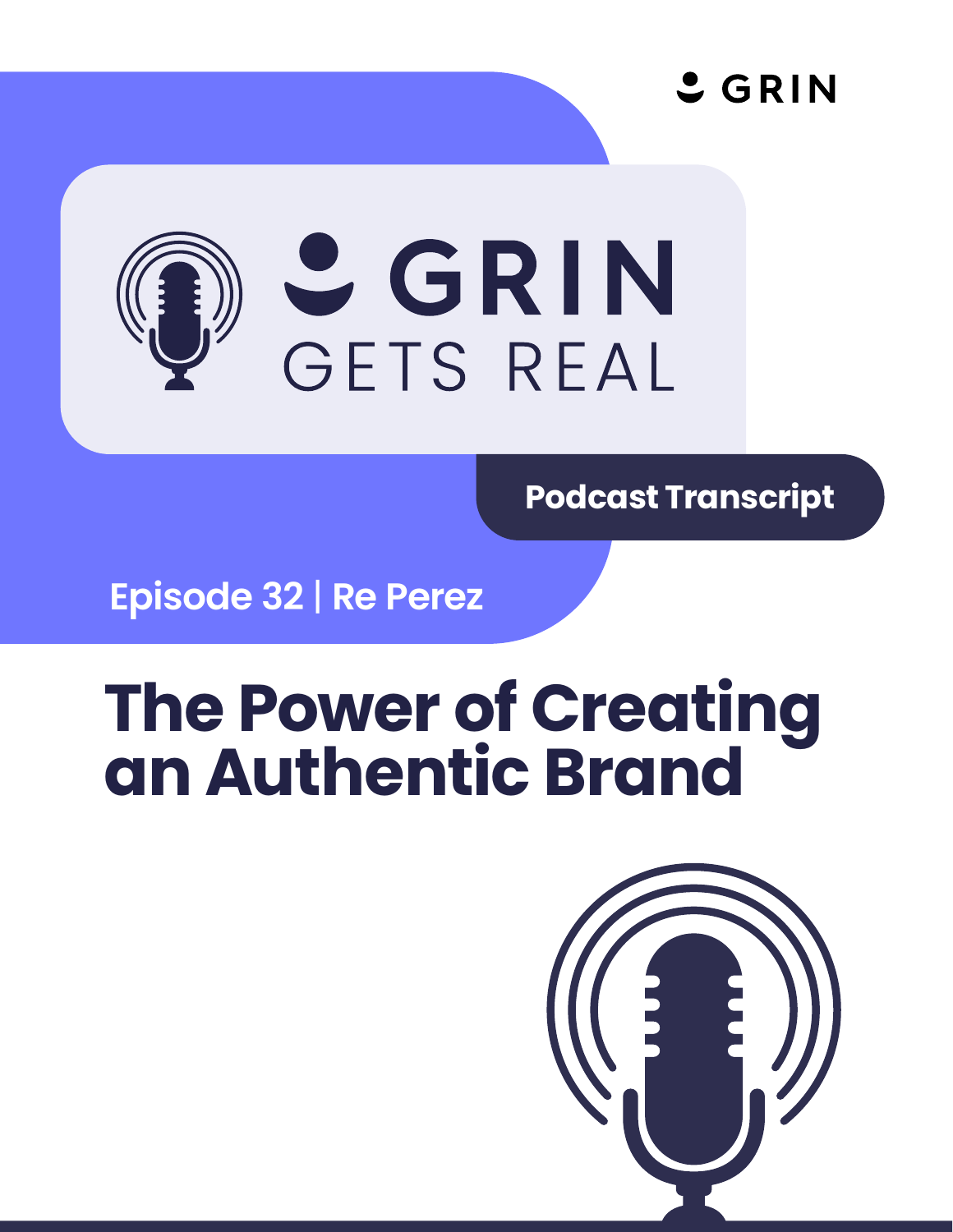GRIN

GRIN GETS REAL

Podcast Transcript

Episode 32 | Re Perez

# The Power of Creating an Authentic Brand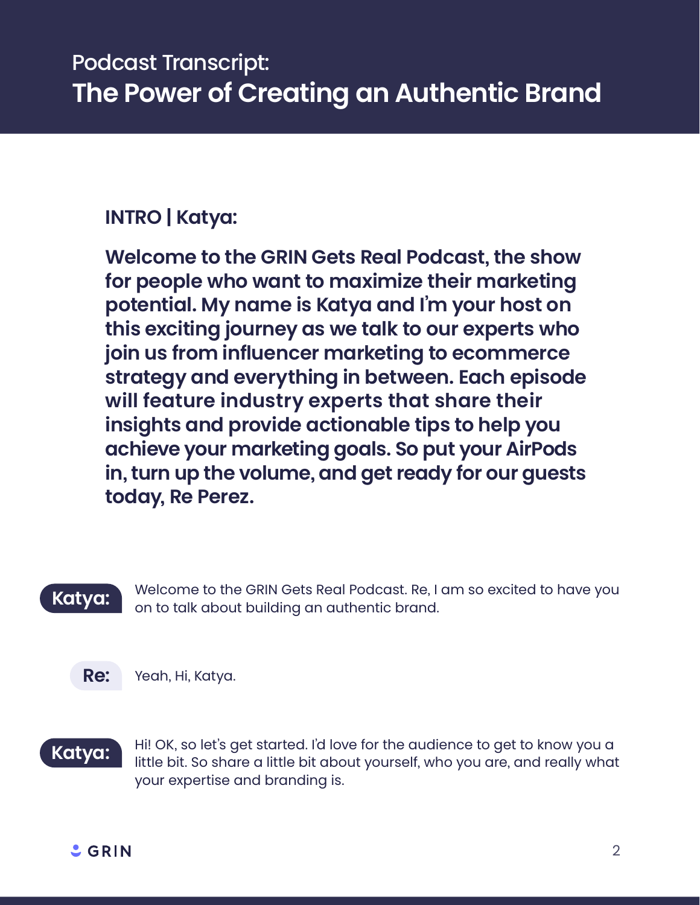# Podcast Transcript:
## The Power of Creating an Authentic Brand

**INTRO | Katya:**

**Welcome to the GRIN Gets Real Podcast, the show for people who want to maximize their marketing potential. My name is Katya and I'm your host on this exciting journey as we talk to our experts who join us from influencer marketing to ecommerce strategy and everything in between. Each episode will feature industry experts that share their insights and provide actionable tips to help you achieve your marketing goals. So put your AirPods in, turn up the volume, and get ready for our guests today, Re Perez.**

**Katya:** Welcome to the GRIN Gets Real Podcast. Re, I am so excited to have you on to talk about building an authentic brand.

**Re:** Yeah, Hi, Katya.

**Katya:** Hi! OK, so let's get started. I'd love for the audience to get to know you a little bit. So share a little bit about yourself, who you are, and really what your expertise and branding is.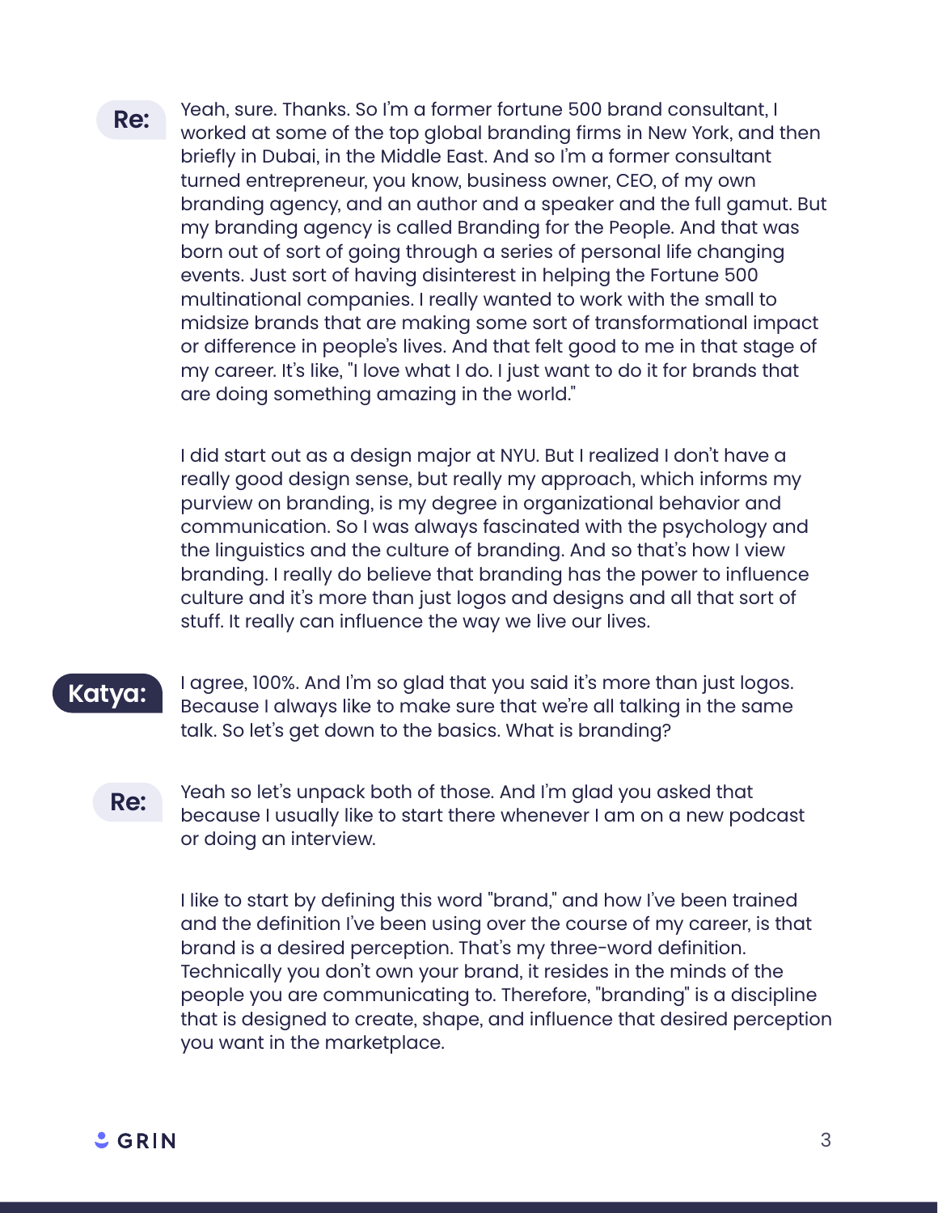**Re:** Yeah, sure. Thanks. So I'm a former fortune 500 brand consultant, I worked at some of the top global branding firms in New York, and then briefly in Dubai, in the Middle East. And so I'm a former consultant turned entrepreneur, you know, business owner, CEO, of my own branding agency, and an author and a speaker and the full gamut. But my branding agency is called Branding for the People. And that was born out of sort of going through a series of personal life changing events. Just sort of having disinterest in helping the Fortune 500 multinational companies. I really wanted to work with the small to midsize brands that are making some sort of transformational impact or difference in people's lives. And that felt good to me in that stage of my career. It's like, "I love what I do. I just want to do it for brands that are doing something amazing in the world."

I did start out as a design major at NYU. But I realized I don't have a really good design sense, but really my approach, which informs my purview on branding, is my degree in organizational behavior and communication. So I was always fascinated with the psychology and the linguistics and the culture of branding. And so that's how I view branding. I really do believe that branding has the power to influence culture and it's more than just logos and designs and all that sort of stuff. It really can influence the way we live our lives.

**Katya:** I agree, 100%. And I'm so glad that you said it's more than just logos. Because I always like to make sure that we're all talking in the same talk. So let's get down to the basics. What is branding?

**Re:** Yeah so let's unpack both of those. And I'm glad you asked that because I usually like to start there whenever I am on a new podcast or doing an interview.

I like to start by defining this word "brand," and how I've been trained and the definition I've been using over the course of my career, is that brand is a desired perception. That's my three-word definition. Technically you don't own your brand, it resides in the minds of the people you are communicating to. Therefore, "branding" is a discipline that is designed to create, shape, and influence that desired perception you want in the marketplace.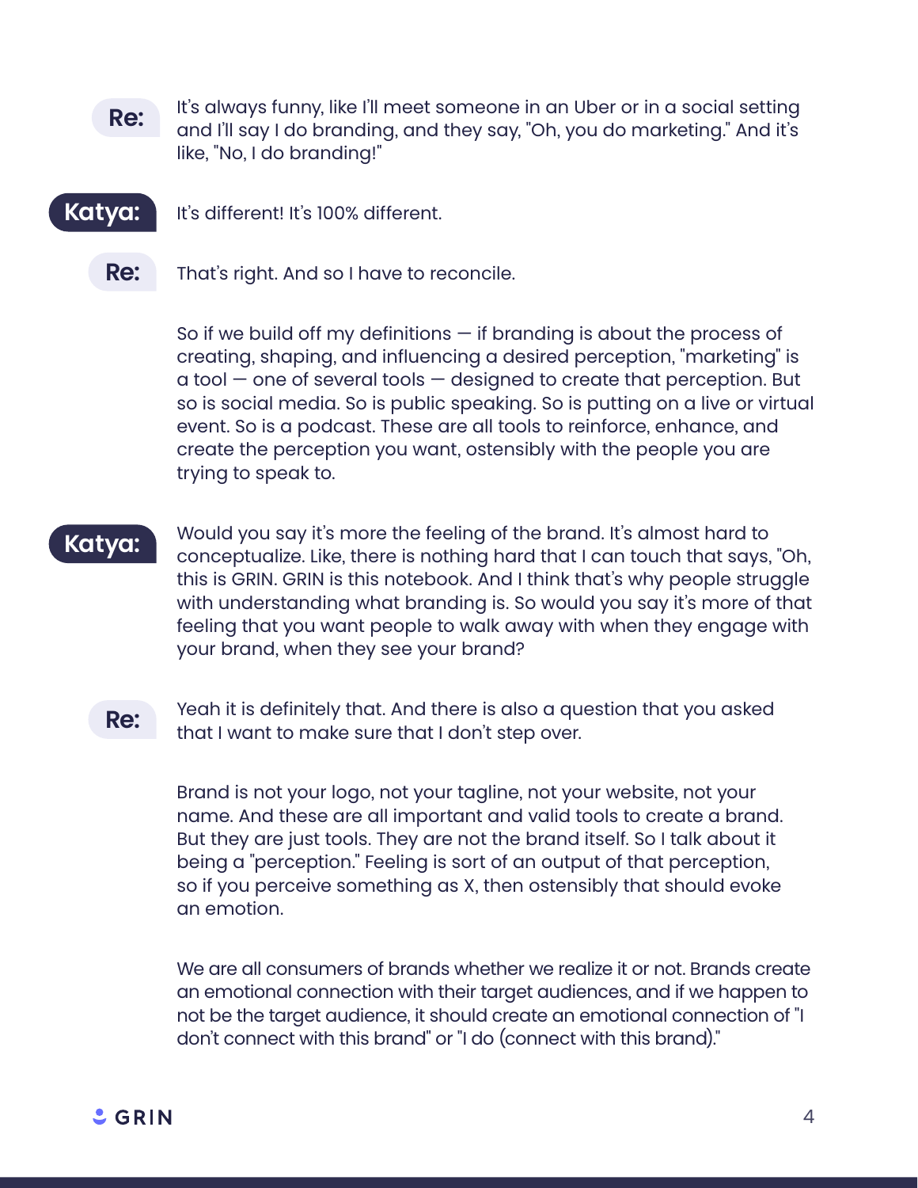**Re:** It's always funny, like I'll meet someone in an Uber or in a social setting and I'll say I do branding, and they say, "Oh, you do marketing." And it's like, "No, I do branding!"

**Katya:** It's different! It's 100% different.

**Re:** That's right. And so I have to reconcile.

So if we build off my definitions — if branding is about the process of creating, shaping, and influencing a desired perception, "marketing" is a tool — one of several tools — designed to create that perception. But so is social media. So is public speaking. So is putting on a live or virtual event. So is a podcast. These are all tools to reinforce, enhance, and create the perception you want, ostensibly with the people you are trying to speak to.

**Katya:** Would you say it's more the feeling of the brand. It's almost hard to conceptualize. Like, there is nothing hard that I can touch that says, "Oh, this is GRIN. GRIN is this notebook. And I think that's why people struggle with understanding what branding is. So would you say it's more of that feeling that you want people to walk away with when they engage with your brand, when they see your brand?

**Re:** Yeah it is definitely that. And there is also a question that you asked that I want to make sure that I don't step over.

Brand is not your logo, not your tagline, not your website, not your name. And these are all important and valid tools to create a brand. But they are just tools. They are not the brand itself. So I talk about it being a "perception." Feeling is sort of an output of that perception, so if you perceive something as X, then ostensibly that should evoke an emotion.

We are all consumers of brands whether we realize it or not. Brands create an emotional connection with their target audiences, and if we happen to not be the target audience, it should create an emotional connection of "I don't connect with this brand" or "I do (connect with this brand)."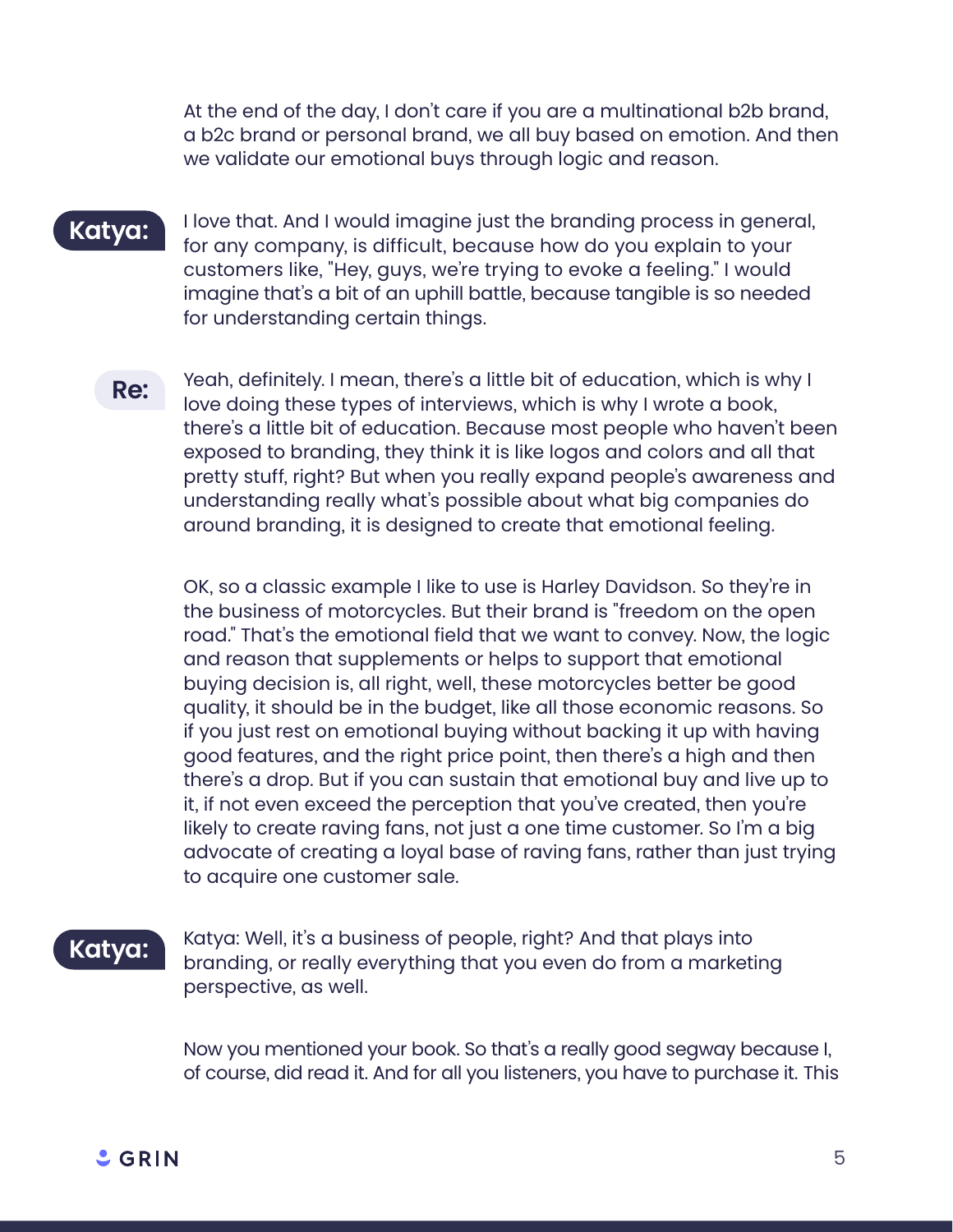At the end of the day, I don't care if you are a multinational b2b brand, a b2c brand or personal brand, we all buy based on emotion. And then we validate our emotional buys through logic and reason.

**Katya:** I love that. And I would imagine just the branding process in general, for any company, is difficult, because how do you explain to your customers like, "Hey, guys, we're trying to evoke a feeling." I would imagine that's a bit of an uphill battle, because tangible is so needed for understanding certain things.

**Re:** Yeah, definitely. I mean, there's a little bit of education, which is why I love doing these types of interviews, which is why I wrote a book, there's a little bit of education. Because most people who haven't been exposed to branding, they think it is like logos and colors and all that pretty stuff, right? But when you really expand people's awareness and understanding really what's possible about what big companies do around branding, it is designed to create that emotional feeling.

OK, so a classic example I like to use is Harley Davidson. So they're in the business of motorcycles. But their brand is "freedom on the open road." That's the emotional field that we want to convey. Now, the logic and reason that supplements or helps to support that emotional buying decision is, all right, well, these motorcycles better be good quality, it should be in the budget, like all those economic reasons. So if you just rest on emotional buying without backing it up with having good features, and the right price point, then there's a high and then there's a drop. But if you can sustain that emotional buy and live up to it, if not even exceed the perception that you've created, then you're likely to create raving fans, not just a one time customer. So I'm a big advocate of creating a loyal base of raving fans, rather than just trying to acquire one customer sale.

**Katya:** Katya: Well, it's a business of people, right? And that plays into branding, or really everything that you even do from a marketing perspective, as well.

Now you mentioned your book. So that's a really good segway because I, of course, did read it. And for all you listeners, you have to purchase it. This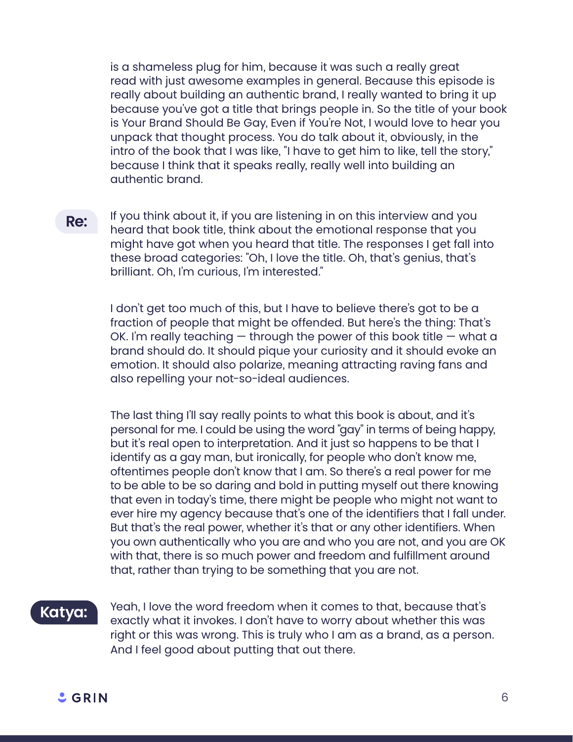is a shameless plug for him, because it was such a really great read with just awesome examples in general. Because this episode is really about building an authentic brand, I really wanted to bring it up because you've got a title that brings people in. So the title of your book is Your Brand Should Be Gay, Even if You're Not, I would love to hear you unpack that thought process. You do talk about it, obviously, in the intro of the book that I was like, "I have to get him to like, tell the story," because I think that it speaks really, really well into building an authentic brand.

**Re:** If you think about it, if you are listening in on this interview and you heard that book title, think about the emotional response that you might have got when you heard that title. The responses I get fall into these broad categories: "Oh, I love the title. Oh, that's genius, that's brilliant. Oh, I'm curious, I'm interested."

I don't get too much of this, but I have to believe there's got to be a fraction of people that might be offended. But here's the thing: That's OK. I'm really teaching — through the power of this book title — what a brand should do. It should pique your curiosity and it should evoke an emotion. It should also polarize, meaning attracting raving fans and also repelling your not-so-ideal audiences.

The last thing I'll say really points to what this book is about, and it's personal for me. I could be using the word "gay" in terms of being happy, but it's real open to interpretation. And it just so happens to be that I identify as a gay man, but ironically, for people who don't know me, oftentimes people don't know that I am. So there's a real power for me to be able to be so daring and bold in putting myself out there knowing that even in today's time, there might be people who might not want to ever hire my agency because that's one of the identifiers that I fall under. But that's the real power, whether it's that or any other identifiers. When you own authentically who you are and who you are not, and you are OK with that, there is so much power and freedom and fulfillment around that, rather than trying to be something that you are not.

**Katya:** Yeah, I love the word freedom when it comes to that, because that's exactly what it invokes. I don't have to worry about whether this was right or this was wrong. This is truly who I am as a brand, as a person. And I feel good about putting that out there.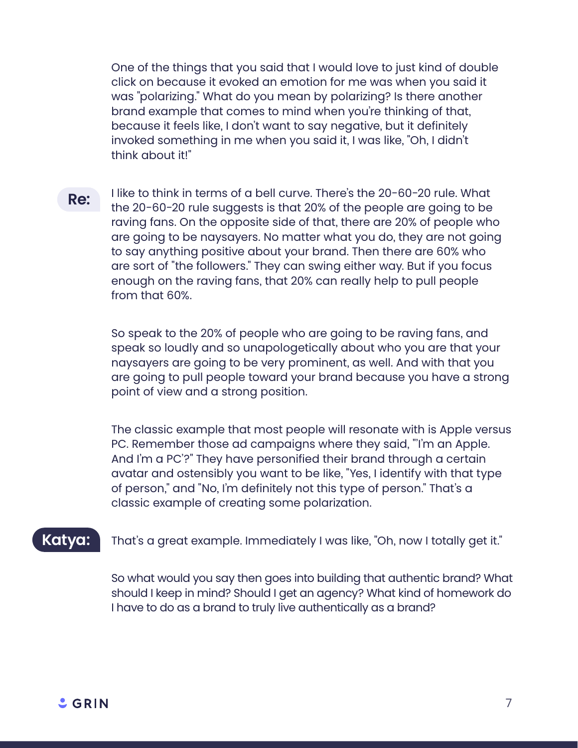One of the things that you said that I would love to just kind of double click on because it evoked an emotion for me was when you said it was "polarizing." What do you mean by polarizing? Is there another brand example that comes to mind when you're thinking of that, because it feels like, I don't want to say negative, but it definitely invoked something in me when you said it, I was like, "Oh, I didn't think about it!"

**Re:** I like to think in terms of a bell curve. There's the 20-60-20 rule. What the 20-60-20 rule suggests is that 20% of the people are going to be raving fans. On the opposite side of that, there are 20% of people who are going to be naysayers. No matter what you do, they are not going to say anything positive about your brand. Then there are 60% who are sort of "the followers." They can swing either way. But if you focus enough on the raving fans, that 20% can really help to pull people from that 60%.

So speak to the 20% of people who are going to be raving fans, and speak so loudly and so unapologetically about who you are that your naysayers are going to be very prominent, as well. And with that you are going to pull people toward your brand because you have a strong point of view and a strong position.

The classic example that most people will resonate with is Apple versus PC. Remember those ad campaigns where they said, "'I'm an Apple. And I'm a PC'?" They have personified their brand through a certain avatar and ostensibly you want to be like, "Yes, I identify with that type of person," and "No, I'm definitely not this type of person." That's a classic example of creating some polarization.

**Katya:** That's a great example. Immediately I was like, "Oh, now I totally get it."

So what would you say then goes into building that authentic brand? What should I keep in mind? Should I get an agency? What kind of homework do I have to do as a brand to truly live authentically as a brand?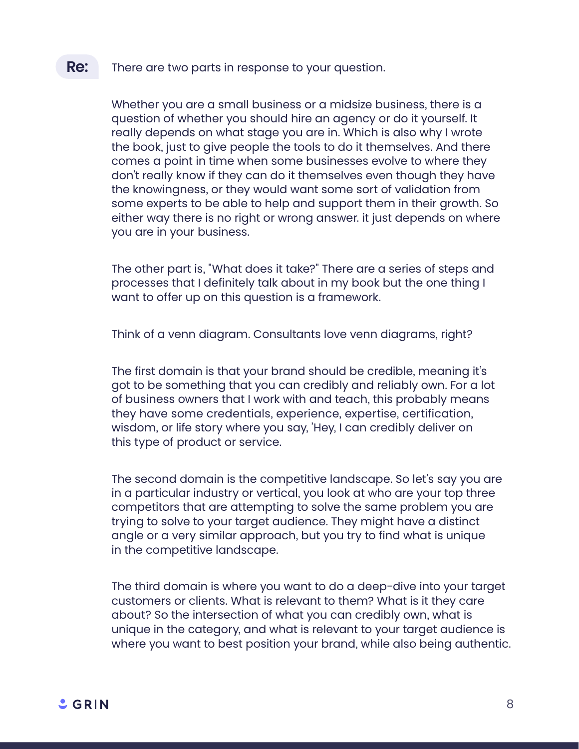**Re:** There are two parts in response to your question.

Whether you are a small business or a midsize business, there is a question of whether you should hire an agency or do it yourself. It really depends on what stage you are in. Which is also why I wrote the book, just to give people the tools to do it themselves. And there comes a point in time when some businesses evolve to where they don't really know if they can do it themselves even though they have the knowingness, or they would want some sort of validation from some experts to be able to help and support them in their growth. So either way there is no right or wrong answer. it just depends on where you are in your business.

The other part is, "What does it take?" There are a series of steps and processes that I definitely talk about in my book but the one thing I want to offer up on this question is a framework.

Think of a venn diagram. Consultants love venn diagrams, right?

The first domain is that your brand should be credible, meaning it's got to be something that you can credibly and reliably own. For a lot of business owners that I work with and teach, this probably means they have some credentials, experience, expertise, certification, wisdom, or life story where you say, 'Hey, I can credibly deliver on this type of product or service.

The second domain is the competitive landscape. So let's say you are in a particular industry or vertical, you look at who are your top three competitors that are attempting to solve the same problem you are trying to solve to your target audience. They might have a distinct angle or a very similar approach, but you try to find what is unique in the competitive landscape.

The third domain is where you want to do a deep-dive into your target customers or clients. What is relevant to them? What is it they care about? So the intersection of what you can credibly own, what is unique in the category, and what is relevant to your target audience is where you want to best position your brand, while also being authentic.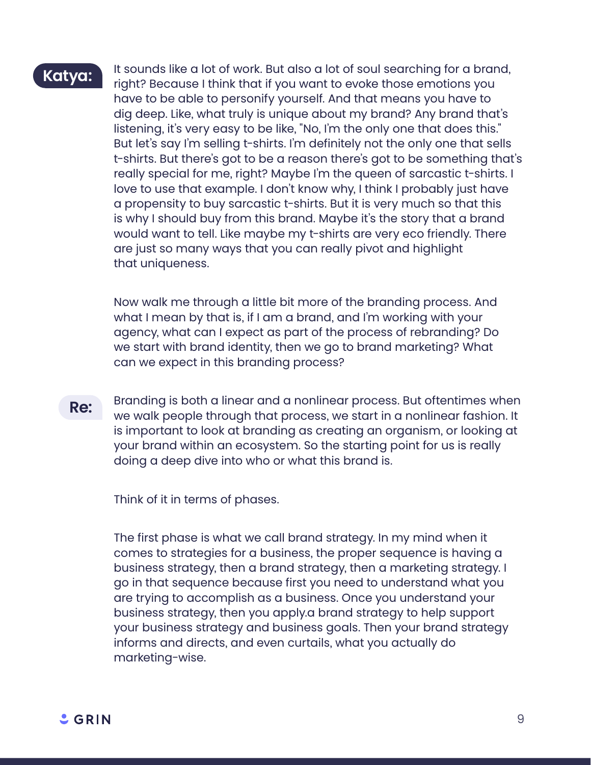**Katya:** It sounds like a lot of work. But also a lot of soul searching for a brand, right? Because I think that if you want to evoke those emotions you have to be able to personify yourself. And that means you have to dig deep. Like, what truly is unique about my brand? Any brand that's listening, it's very easy to be like, "No, I'm the only one that does this." But let's say I'm selling t-shirts. I'm definitely not the only one that sells t-shirts. But there's got to be a reason there's got to be something that's really special for me, right? Maybe I'm the queen of sarcastic t-shirts. I love to use that example. I don't know why, I think I probably just have a propensity to buy sarcastic t-shirts. But it is very much so that this is why I should buy from this brand. Maybe it's the story that a brand would want to tell. Like maybe my t-shirts are very eco friendly. There are just so many ways that you can really pivot and highlight that uniqueness.

Now walk me through a little bit more of the branding process. And what I mean by that is, if I am a brand, and I'm working with your agency, what can I expect as part of the process of rebranding? Do we start with brand identity, then we go to brand marketing? What can we expect in this branding process?

**Re:** Branding is both a linear and a nonlinear process. But oftentimes when we walk people through that process, we start in a nonlinear fashion. It is important to look at branding as creating an organism, or looking at your brand within an ecosystem. So the starting point for us is really doing a deep dive into who or what this brand is.

Think of it in terms of phases.

The first phase is what we call brand strategy. In my mind when it comes to strategies for a business, the proper sequence is having a business strategy, then a brand strategy, then a marketing strategy. I go in that sequence because first you need to understand what you are trying to accomplish as a business. Once you understand your business strategy, then you apply.a brand strategy to help support your business strategy and business goals. Then your brand strategy informs and directs, and even curtails, what you actually do marketing-wise.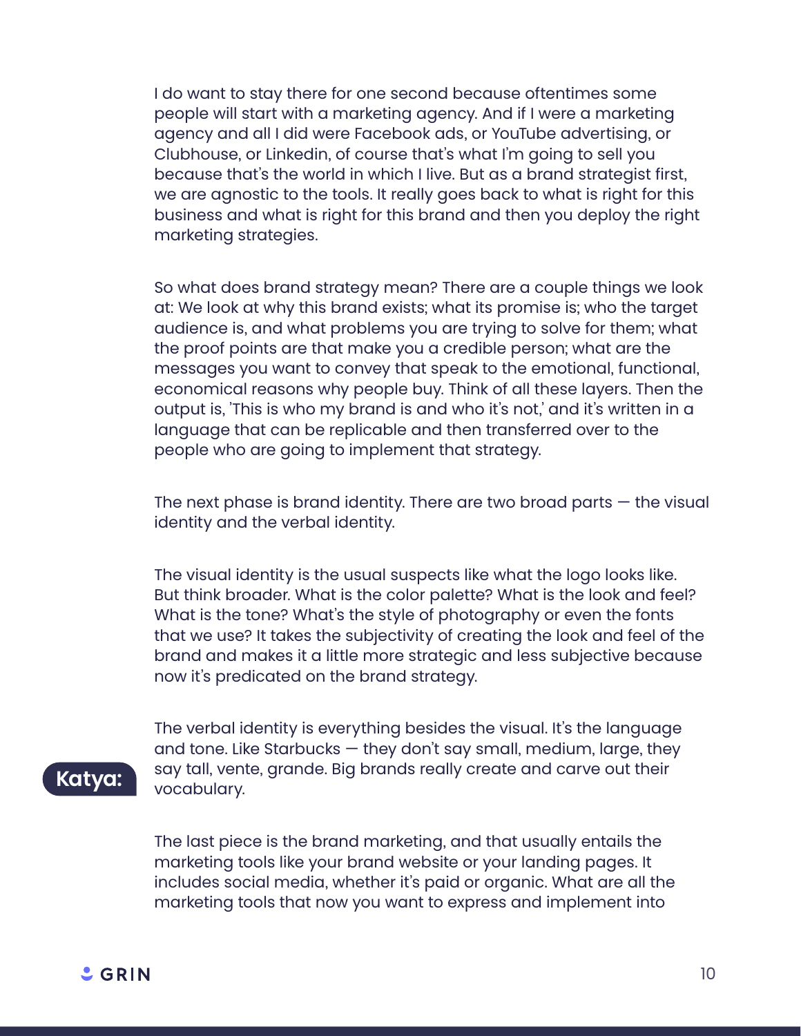I do want to stay there for one second because oftentimes some people will start with a marketing agency. And if I were a marketing agency and all I did were Facebook ads, or YouTube advertising, or Clubhouse, or Linkedin, of course that's what I'm going to sell you because that's the world in which I live. But as a brand strategist first, we are agnostic to the tools. It really goes back to what is right for this business and what is right for this brand and then you deploy the right marketing strategies.

So what does brand strategy mean? There are a couple things we look at: We look at why this brand exists; what its promise is; who the target audience is, and what problems you are trying to solve for them; what the proof points are that make you a credible person; what are the messages you want to convey that speak to the emotional, functional, economical reasons why people buy. Think of all these layers. Then the output is, 'This is who my brand is and who it's not,' and it's written in a language that can be replicable and then transferred over to the people who are going to implement that strategy.

The next phase is brand identity. There are two broad parts — the visual identity and the verbal identity.

The visual identity is the usual suspects like what the logo looks like. But think broader. What is the color palette? What is the look and feel? What is the tone? What's the style of photography or even the fonts that we use? It takes the subjectivity of creating the look and feel of the brand and makes it a little more strategic and less subjective because now it's predicated on the brand strategy.

**Katya:** The verbal identity is everything besides the visual. It's the language and tone. Like Starbucks — they don't say small, medium, large, they say tall, vente, grande. Big brands really create and carve out their vocabulary.

The last piece is the brand marketing, and that usually entails the marketing tools like your brand website or your landing pages. It includes social media, whether it's paid or organic. What are all the marketing tools that now you want to express and implement into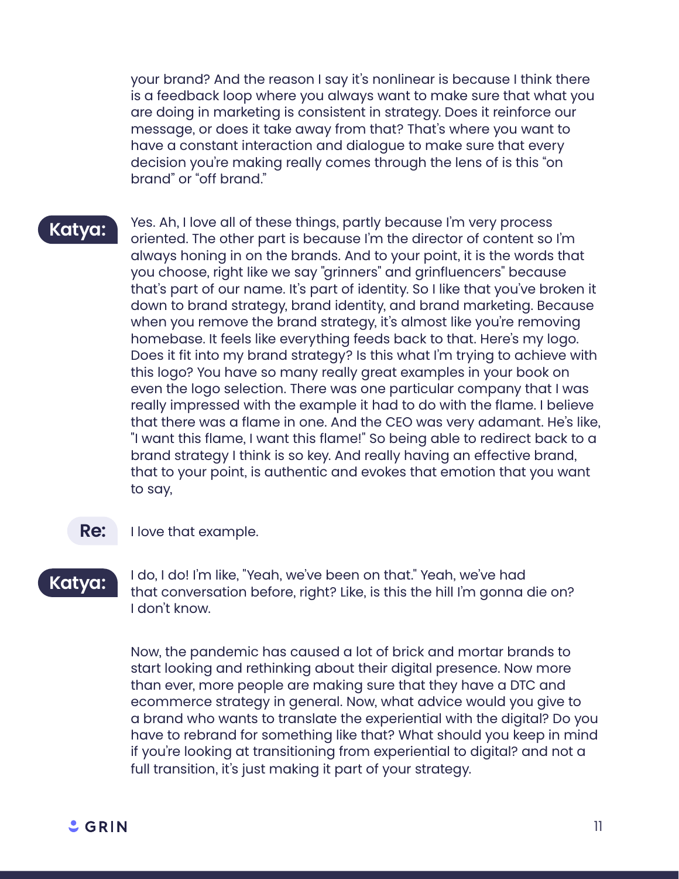your brand? And the reason I say it's nonlinear is because I think there is a feedback loop where you always want to make sure that what you are doing in marketing is consistent in strategy. Does it reinforce our message, or does it take away from that? That's where you want to have a constant interaction and dialogue to make sure that every decision you're making really comes through the lens of is this "on brand" or "off brand."

**Katya:** Yes. Ah, I love all of these things, partly because I'm very process oriented. The other part is because I'm the director of content so I'm always honing in on the brands. And to your point, it is the words that you choose, right like we say "grinners" and grinfluencers" because that's part of our name. It's part of identity. So I like that you've broken it down to brand strategy, brand identity, and brand marketing. Because when you remove the brand strategy, it's almost like you're removing homebase. It feels like everything feeds back to that. Here's my logo. Does it fit into my brand strategy? Is this what I'm trying to achieve with this logo? You have so many really great examples in your book on even the logo selection. There was one particular company that I was really impressed with the example it had to do with the flame. I believe that there was a flame in one. And the CEO was very adamant. He's like, "I want this flame, I want this flame!" So being able to redirect back to a brand strategy I think is so key. And really having an effective brand, that to your point, is authentic and evokes that emotion that you want to say,

**Re:** I love that example.

**Katya:** I do, I do! I'm like, "Yeah, we've been on that." Yeah, we've had that conversation before, right? Like, is this the hill I'm gonna die on? I don't know.

Now, the pandemic has caused a lot of brick and mortar brands to start looking and rethinking about their digital presence. Now more than ever, more people are making sure that they have a DTC and ecommerce strategy in general. Now, what advice would you give to a brand who wants to translate the experiential with the digital? Do you have to rebrand for something like that? What should you keep in mind if you're looking at transitioning from experiential to digital? and not a full transition, it's just making it part of your strategy.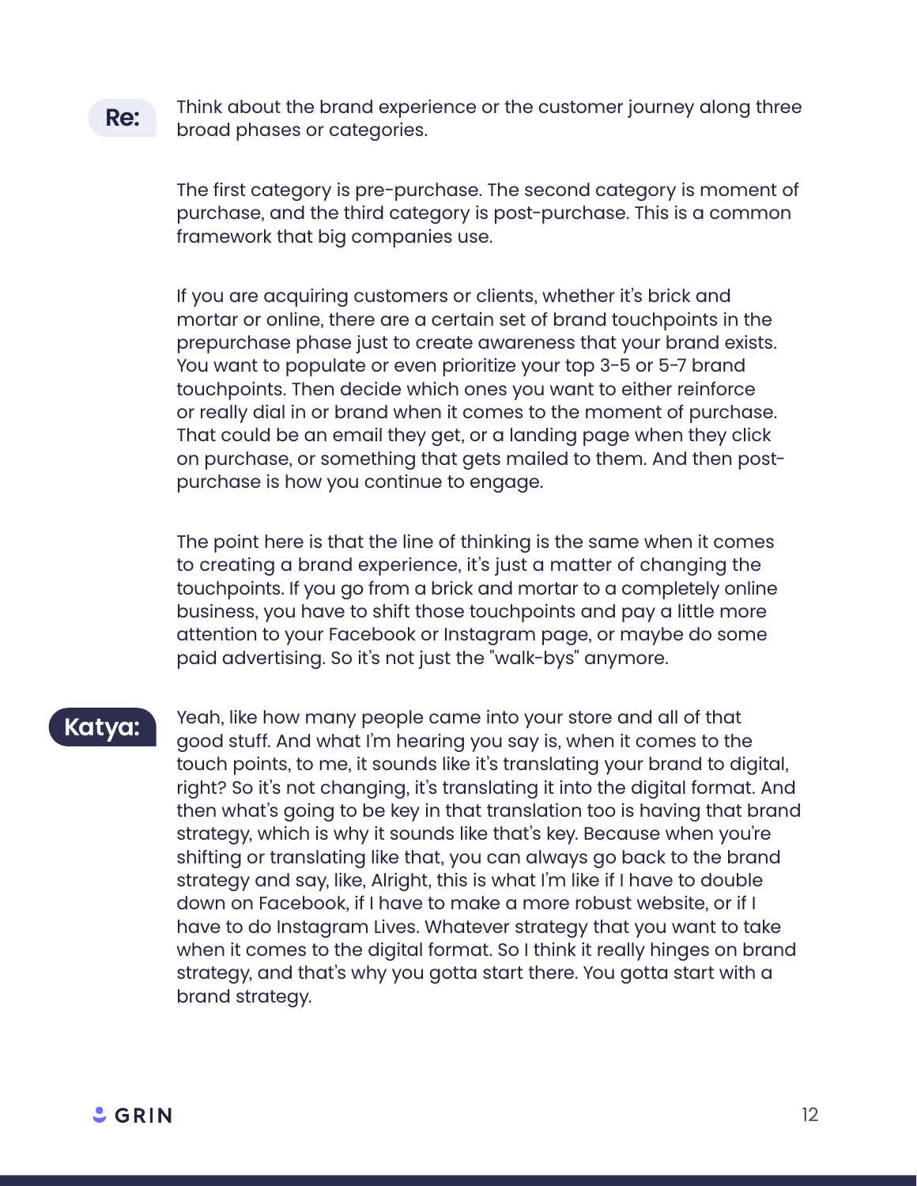**Re:** Think about the brand experience or the customer journey along three broad phases or categories.

The first category is pre-purchase. The second category is moment of purchase, and the third category is post-purchase. This is a common framework that big companies use.

If you are acquiring customers or clients, whether it's brick and mortar or online, there are a certain set of brand touchpoints in the prepurchase phase just to create awareness that your brand exists. You want to populate or even prioritize your top 3-5 or 5-7 brand touchpoints. Then decide which ones you want to either reinforce or really dial in or brand when it comes to the moment of purchase. That could be an email they get, or a landing page when they click on purchase, or something that gets mailed to them. And then post-purchase is how you continue to engage.

The point here is that the line of thinking is the same when it comes to creating a brand experience, it's just a matter of changing the touchpoints. If you go from a brick and mortar to a completely online business, you have to shift those touchpoints and pay a little more attention to your Facebook or Instagram page, or maybe do some paid advertising. So it's not just the "walk-bys" anymore.

**Katya:** Yeah, like how many people came into your store and all of that good stuff. And what I'm hearing you say is, when it comes to the touch points, to me, it sounds like it's translating your brand to digital, right? So it's not changing, it's translating it into the digital format. And then what's going to be key in that translation too is having that brand strategy, which is why it sounds like that's key. Because when you're shifting or translating like that, you can always go back to the brand strategy and say, like, Alright, this is what I'm like if I have to double down on Facebook, if I have to make a more robust website, or if I have to do Instagram Lives. Whatever strategy that you want to take when it comes to the digital format. So I think it really hinges on brand strategy, and that's why you gotta start there. You gotta start with a brand strategy.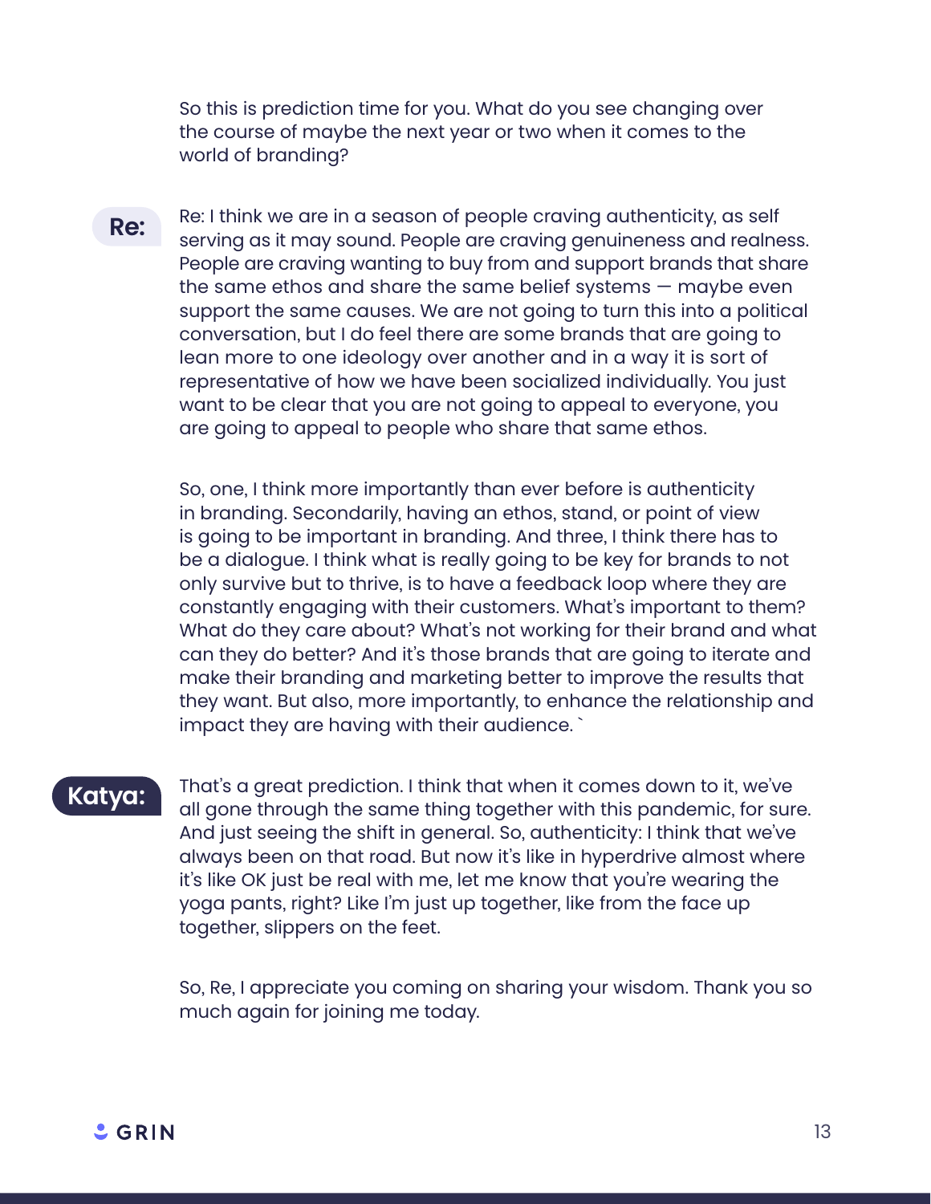So this is prediction time for you. What do you see changing over the course of maybe the next year or two when it comes to the world of branding?

**Re:** Re: I think we are in a season of people craving authenticity, as self serving as it may sound. People are craving genuineness and realness. People are craving wanting to buy from and support brands that share the same ethos and share the same belief systems — maybe even support the same causes. We are not going to turn this into a political conversation, but I do feel there are some brands that are going to lean more to one ideology over another and in a way it is sort of representative of how we have been socialized individually. You just want to be clear that you are not going to appeal to everyone, you are going to appeal to people who share that same ethos.

So, one, I think more importantly than ever before is authenticity in branding. Secondarily, having an ethos, stand, or point of view is going to be important in branding. And three, I think there has to be a dialogue. I think what is really going to be key for brands to not only survive but to thrive, is to have a feedback loop where they are constantly engaging with their customers. What's important to them? What do they care about? What's not working for their brand and what can they do better? And it's those brands that are going to iterate and make their branding and marketing better to improve the results that they want. But also, more importantly, to enhance the relationship and impact they are having with their audience. `

**Katya:** That's a great prediction. I think that when it comes down to it, we've all gone through the same thing together with this pandemic, for sure. And just seeing the shift in general. So, authenticity: I think that we've always been on that road. But now it's like in hyperdrive almost where it's like OK just be real with me, let me know that you're wearing the yoga pants, right? Like I'm just up together, like from the face up together, slippers on the feet.

So, Re, I appreciate you coming on sharing your wisdom. Thank you so much again for joining me today.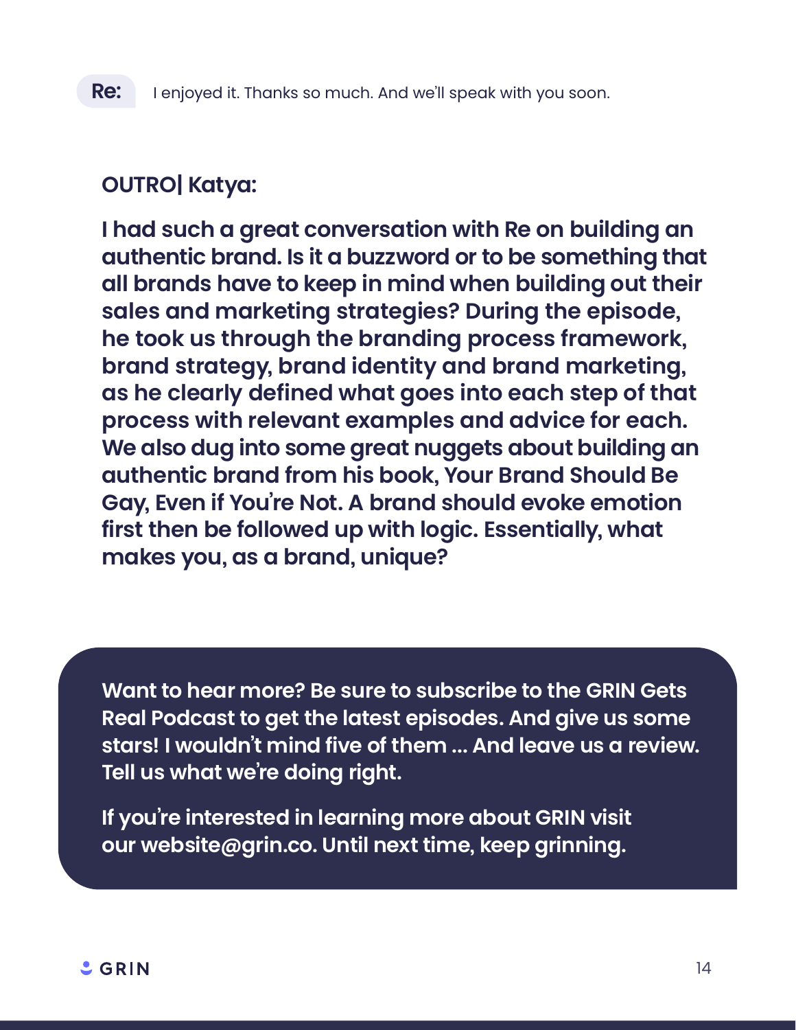**Re:** I enjoyed it. Thanks so much. And we'll speak with you soon.

**OUTRO| Katya:**

**I had such a great conversation with Re on building an authentic brand. Is it a buzzword or to be something that all brands have to keep in mind when building out their sales and marketing strategies? During the episode, he took us through the branding process framework, brand strategy, brand identity and brand marketing, as he clearly defined what goes into each step of that process with relevant examples and advice for each. We also dug into some great nuggets about building an authentic brand from his book, Your Brand Should Be Gay, Even if You're Not. A brand should evoke emotion first then be followed up with logic. Essentially, what makes you, as a brand, unique?**

**Want to hear more? Be sure to subscribe to the GRIN Gets Real Podcast to get the latest episodes. And give us some stars! I wouldn't mind five of them ... And leave us a review. Tell us what we're doing right.**

**If you're interested in learning more about GRIN visit our website@grin.co. Until next time, keep grinning.**